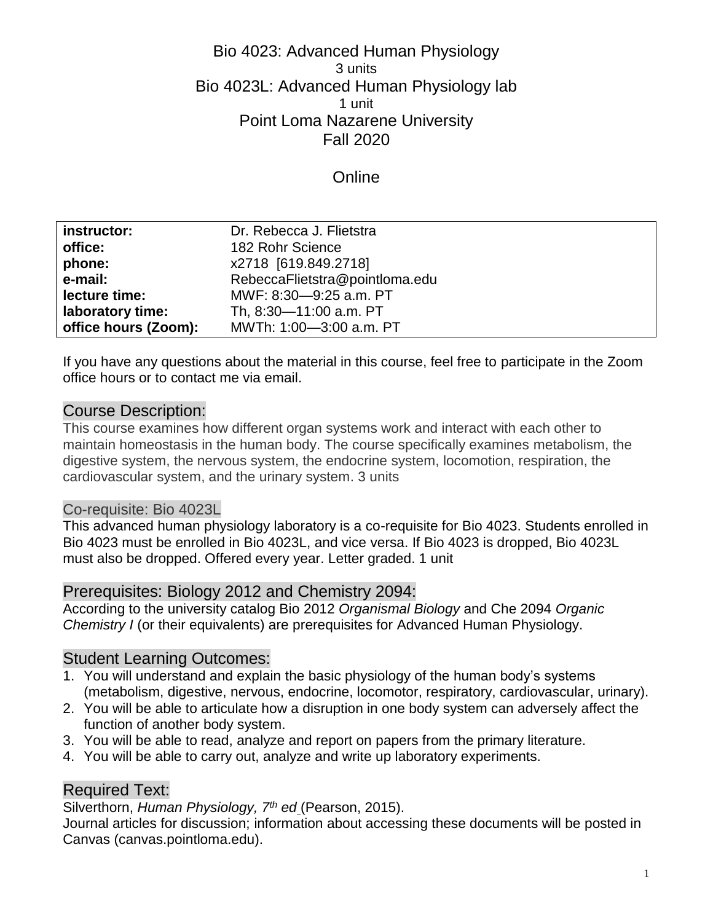# Bio 4023: Advanced Human Physiology

3 units

# Bio 4023L: Advanced Human Physiology lab

1 unit

Point Loma Nazarene University

Fall 2020

Online

| | |
|---|---|
| **instructor:** | Dr. Rebecca J. Flietstra |
| **office:** | 182 Rohr Science |
| **phone:** | x2718 [619.849.2718] |
| **e-mail:** | RebeccaFlietstra@pointloma.edu |
| **lecture time:** | MWF: 8:30—9:25 a.m. PT |
| **laboratory time:** | Th, 8:30—11:00 a.m. PT |
| **office hours (Zoom):** | MWTh: 1:00—3:00 a.m. PT |

If you have any questions about the material in this course, feel free to participate in the Zoom office hours or to contact me via email.

## Course Description:

This course examines how different organ systems work and interact with each other to maintain homeostasis in the human body. The course specifically examines metabolism, the digestive system, the nervous system, the endocrine system, locomotion, respiration, the cardiovascular system, and the urinary system. 3 units

### Co-requisite: Bio 4023L

This advanced human physiology laboratory is a co-requisite for Bio 4023. Students enrolled in Bio 4023 must be enrolled in Bio 4023L, and vice versa. If Bio 4023 is dropped, Bio 4023L must also be dropped. Offered every year. Letter graded. 1 unit

## Prerequisites: Biology 2012 and Chemistry 2094:

According to the university catalog Bio 2012 *Organismal Biology* and Che 2094 *Organic Chemistry I* (or their equivalents) are prerequisites for Advanced Human Physiology.

## Student Learning Outcomes:

1. You will understand and explain the basic physiology of the human body's systems (metabolism, digestive, nervous, endocrine, locomotor, respiratory, cardiovascular, urinary).
2. You will be able to articulate how a disruption in one body system can adversely affect the function of another body system.
3. You will be able to read, analyze and report on papers from the primary literature.
4. You will be able to carry out, analyze and write up laboratory experiments.

## Required Text:

Silverthorn, *Human Physiology, 7th ed* (Pearson, 2015).

Journal articles for discussion; information about accessing these documents will be posted in Canvas (canvas.pointloma.edu).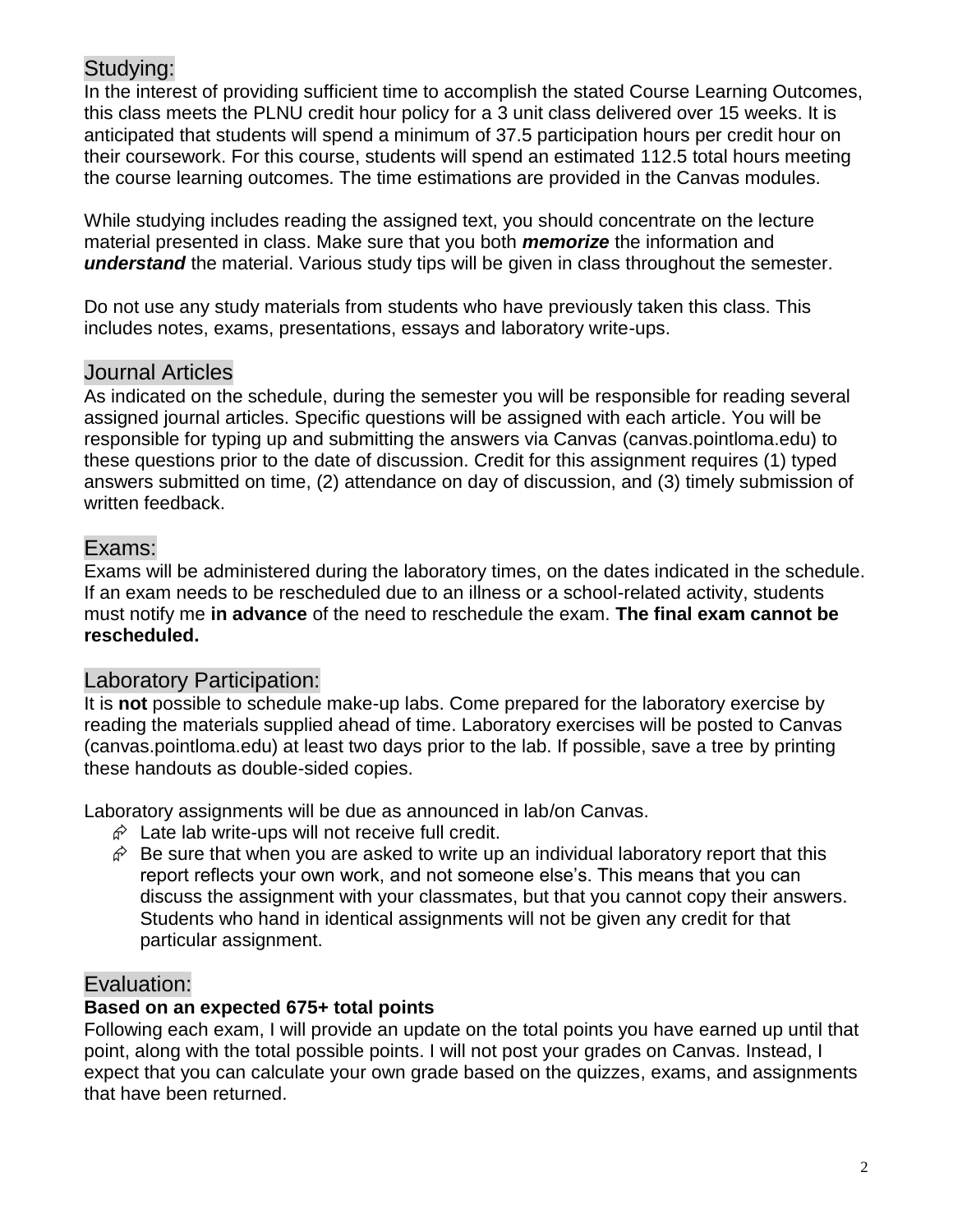## Studying:

In the interest of providing sufficient time to accomplish the stated Course Learning Outcomes, this class meets the PLNU credit hour policy for a 3 unit class delivered over 15 weeks. It is anticipated that students will spend a minimum of 37.5 participation hours per credit hour on their coursework. For this course, students will spend an estimated 112.5 total hours meeting the course learning outcomes. The time estimations are provided in the Canvas modules.

While studying includes reading the assigned text, you should concentrate on the lecture material presented in class. Make sure that you both ***memorize*** the information and ***understand*** the material. Various study tips will be given in class throughout the semester.

Do not use any study materials from students who have previously taken this class. This includes notes, exams, presentations, essays and laboratory write-ups.

## Journal Articles

As indicated on the schedule, during the semester you will be responsible for reading several assigned journal articles. Specific questions will be assigned with each article. You will be responsible for typing up and submitting the answers via Canvas (canvas.pointloma.edu) to these questions prior to the date of discussion. Credit for this assignment requires (1) typed answers submitted on time, (2) attendance on day of discussion, and (3) timely submission of written feedback.

## Exams:

Exams will be administered during the laboratory times, on the dates indicated in the schedule. If an exam needs to be rescheduled due to an illness or a school-related activity, students must notify me **in advance** of the need to reschedule the exam. **The final exam cannot be rescheduled.**

## Laboratory Participation:

It is **not** possible to schedule make-up labs. Come prepared for the laboratory exercise by reading the materials supplied ahead of time. Laboratory exercises will be posted to Canvas (canvas.pointloma.edu) at least two days prior to the lab. If possible, save a tree by printing these handouts as double-sided copies.

Laboratory assignments will be due as announced in lab/on Canvas.

- Late lab write-ups will not receive full credit.
- Be sure that when you are asked to write up an individual laboratory report that this report reflects your own work, and not someone else's. This means that you can discuss the assignment with your classmates, but that you cannot copy their answers. Students who hand in identical assignments will not be given any credit for that particular assignment.

## Evaluation:

**Based on an expected 675+ total points**

Following each exam, I will provide an update on the total points you have earned up until that point, along with the total possible points. I will not post your grades on Canvas. Instead, I expect that you can calculate your own grade based on the quizzes, exams, and assignments that have been returned.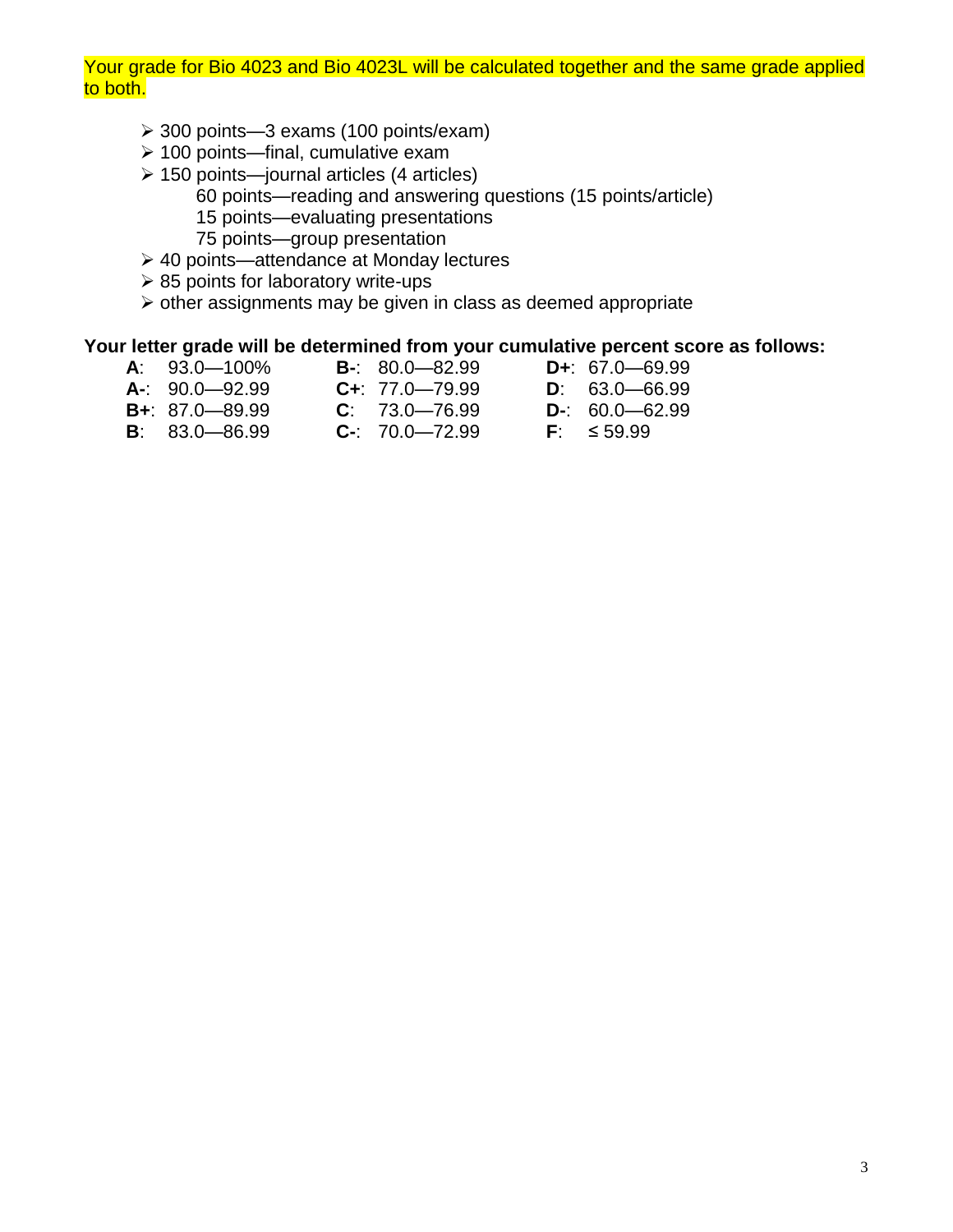Your grade for Bio 4023 and Bio 4023L will be calculated together and the same grade applied to both.

- 300 points—3 exams (100 points/exam)
- 100 points—final, cumulative exam
- 150 points—journal articles (4 articles)
  - 60 points—reading and answering questions (15 points/article)
  - 15 points—evaluating presentations
  - 75 points—group presentation
- 40 points—attendance at Monday lectures
- 85 points for laboratory write-ups
- other assignments may be given in class as deemed appropriate

**Your letter grade will be determined from your cumulative percent score as follows:**

| | | | | | |
|---|---|---|---|---|---|
| **A**: | 93.0—100% | **B-**: | 80.0—82.99 | **D+**: | 67.0—69.99 |
| **A-**: | 90.0—92.99 | **C+**: | 77.0—79.99 | **D**: | 63.0—66.99 |
| **B+**: | 87.0—89.99 | **C**: | 73.0—76.99 | **D-**: | 60.0—62.99 |
| **B**: | 83.0—86.99 | **C-**: | 70.0—72.99 | **F**: | ≤ 59.99 |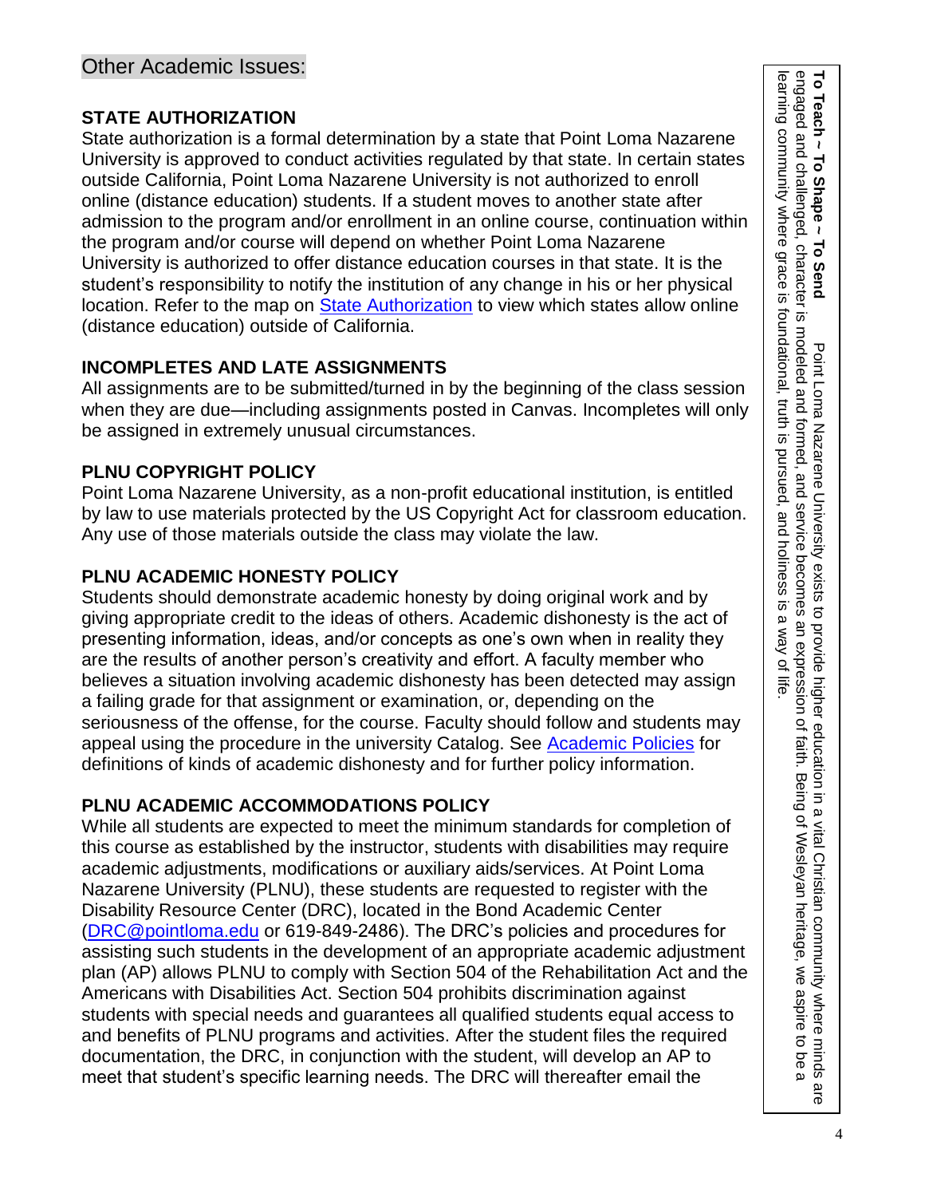## Other Academic Issues:

### STATE AUTHORIZATION

State authorization is a formal determination by a state that Point Loma Nazarene University is approved to conduct activities regulated by that state. In certain states outside California, Point Loma Nazarene University is not authorized to enroll online (distance education) students. If a student moves to another state after admission to the program and/or enrollment in an online course, continuation within the program and/or course will depend on whether Point Loma Nazarene University is authorized to offer distance education courses in that state. It is the student's responsibility to notify the institution of any change in his or her physical location. Refer to the map on State Authorization to view which states allow online (distance education) outside of California.

### INCOMPLETES AND LATE ASSIGNMENTS

All assignments are to be submitted/turned in by the beginning of the class session when they are due—including assignments posted in Canvas. Incompletes will only be assigned in extremely unusual circumstances.

### PLNU COPYRIGHT POLICY

Point Loma Nazarene University, as a non-profit educational institution, is entitled by law to use materials protected by the US Copyright Act for classroom education. Any use of those materials outside the class may violate the law.

### PLNU ACADEMIC HONESTY POLICY

Students should demonstrate academic honesty by doing original work and by giving appropriate credit to the ideas of others. Academic dishonesty is the act of presenting information, ideas, and/or concepts as one's own when in reality they are the results of another person's creativity and effort. A faculty member who believes a situation involving academic dishonesty has been detected may assign a failing grade for that assignment or examination, or, depending on the seriousness of the offense, for the course. Faculty should follow and students may appeal using the procedure in the university Catalog. See Academic Policies for definitions of kinds of academic dishonesty and for further policy information.

### PLNU ACADEMIC ACCOMMODATIONS POLICY

While all students are expected to meet the minimum standards for completion of this course as established by the instructor, students with disabilities may require academic adjustments, modifications or auxiliary aids/services. At Point Loma Nazarene University (PLNU), these students are requested to register with the Disability Resource Center (DRC), located in the Bond Academic Center (DRC@pointloma.edu or 619-849-2486). The DRC's policies and procedures for assisting such students in the development of an appropriate academic adjustment plan (AP) allows PLNU to comply with Section 504 of the Rehabilitation Act and the Americans with Disabilities Act. Section 504 prohibits discrimination against students with special needs and guarantees all qualified students equal access to and benefits of PLNU programs and activities. After the student files the required documentation, the DRC, in conjunction with the student, will develop an AP to meet that student's specific learning needs. The DRC will thereafter email the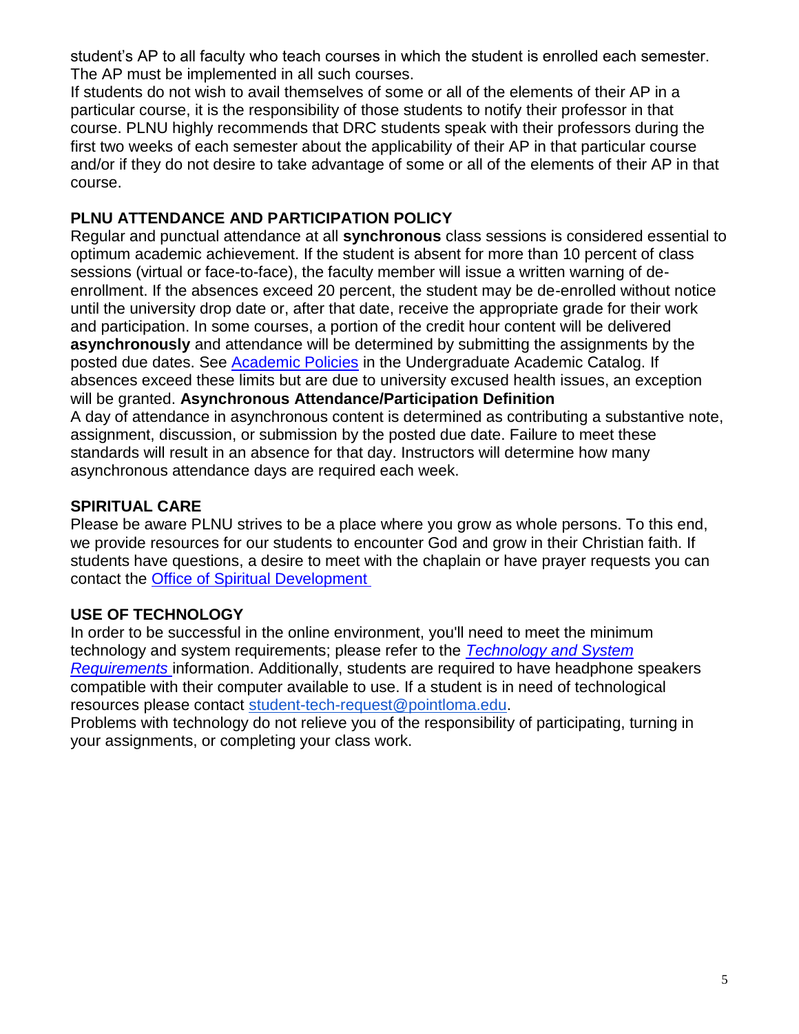student's AP to all faculty who teach courses in which the student is enrolled each semester. The AP must be implemented in all such courses.

If students do not wish to avail themselves of some or all of the elements of their AP in a particular course, it is the responsibility of those students to notify their professor in that course. PLNU highly recommends that DRC students speak with their professors during the first two weeks of each semester about the applicability of their AP in that particular course and/or if they do not desire to take advantage of some or all of the elements of their AP in that course.

**PLNU ATTENDANCE AND PARTICIPATION POLICY**

Regular and punctual attendance at all **synchronous** class sessions is considered essential to optimum academic achievement. If the student is absent for more than 10 percent of class sessions (virtual or face-to-face), the faculty member will issue a written warning of de-enrollment. If the absences exceed 20 percent, the student may be de-enrolled without notice until the university drop date or, after that date, receive the appropriate grade for their work and participation. In some courses, a portion of the credit hour content will be delivered **asynchronously** and attendance will be determined by submitting the assignments by the posted due dates. See [Academic Policies] in the Undergraduate Academic Catalog. If absences exceed these limits but are due to university excused health issues, an exception will be granted. **Asynchronous Attendance/Participation Definition**

A day of attendance in asynchronous content is determined as contributing a substantive note, assignment, discussion, or submission by the posted due date. Failure to meet these standards will result in an absence for that day. Instructors will determine how many asynchronous attendance days are required each week.

**SPIRITUAL CARE**

Please be aware PLNU strives to be a place where you grow as whole persons. To this end, we provide resources for our students to encounter God and grow in their Christian faith. If students have questions, a desire to meet with the chaplain or have prayer requests you can contact the Office of Spiritual Development

**USE OF TECHNOLOGY**

In order to be successful in the online environment, you'll need to meet the minimum technology and system requirements; please refer to the *Technology and System Requirements* information. Additionally, students are required to have headphone speakers compatible with their computer available to use. If a student is in need of technological resources please contact student-tech-request@pointloma.edu.

Problems with technology do not relieve you of the responsibility of participating, turning in your assignments, or completing your class work.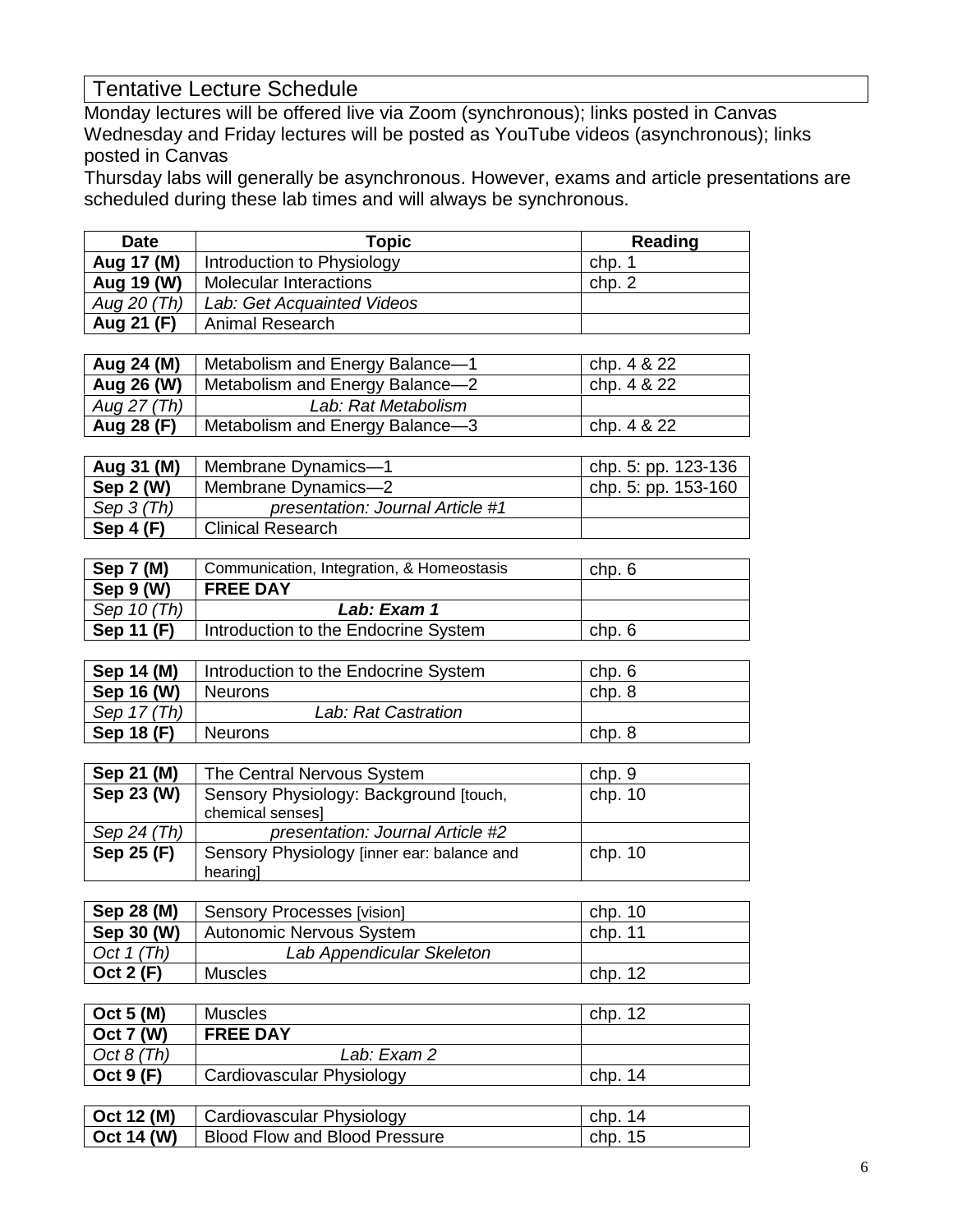## Tentative Lecture Schedule

Monday lectures will be offered live via Zoom (synchronous); links posted in Canvas
Wednesday and Friday lectures will be posted as YouTube videos (asynchronous); links posted in Canvas
Thursday labs will generally be asynchronous. However, exams and article presentations are scheduled during these lab times and will always be synchronous.

| Date | Topic | Reading |
|---|---|---|
| **Aug 17 (M)** | Introduction to Physiology | chp. 1 |
| **Aug 19 (W)** | Molecular Interactions | chp. 2 |
| *Aug 20 (Th)* | *Lab: Get Acquainted Videos* | |
| **Aug 21 (F)** | Animal Research | |
| **Aug 24 (M)** | Metabolism and Energy Balance—1 | chp. 4 & 22 |
| **Aug 26 (W)** | Metabolism and Energy Balance—2 | chp. 4 & 22 |
| *Aug 27 (Th)* | *Lab: Rat Metabolism* | |
| **Aug 28 (F)** | Metabolism and Energy Balance—3 | chp. 4 & 22 |
| **Aug 31 (M)** | Membrane Dynamics—1 | chp. 5: pp. 123-136 |
| **Sep 2 (W)** | Membrane Dynamics—2 | chp. 5: pp. 153-160 |
| *Sep 3 (Th)* | *presentation: Journal Article #1* | |
| **Sep 4 (F)** | Clinical Research | |
| **Sep 7 (M)** | Communication, Integration, & Homeostasis | chp. 6 |
| **Sep 9 (W)** | **FREE DAY** | |
| *Sep 10 (Th)* | ***Lab: Exam 1*** | |
| **Sep 11 (F)** | Introduction to the Endocrine System | chp. 6 |
| **Sep 14 (M)** | Introduction to the Endocrine System | chp. 6 |
| **Sep 16 (W)** | Neurons | chp. 8 |
| *Sep 17 (Th)* | *Lab: Rat Castration* | |
| **Sep 18 (F)** | Neurons | chp. 8 |
| **Sep 21 (M)** | The Central Nervous System | chp. 9 |
| **Sep 23 (W)** | Sensory Physiology: Background [touch, chemical senses] | chp. 10 |
| *Sep 24 (Th)* | *presentation: Journal Article #2* | |
| **Sep 25 (F)** | Sensory Physiology [inner ear: balance and hearing] | chp. 10 |
| **Sep 28 (M)** | Sensory Processes [vision] | chp. 10 |
| **Sep 30 (W)** | Autonomic Nervous System | chp. 11 |
| *Oct 1 (Th)* | *Lab Appendicular Skeleton* | |
| **Oct 2 (F)** | Muscles | chp. 12 |
| **Oct 5 (M)** | Muscles | chp. 12 |
| **Oct 7 (W)** | **FREE DAY** | |
| *Oct 8 (Th)* | *Lab: Exam 2* | |
| **Oct 9 (F)** | Cardiovascular Physiology | chp. 14 |
| **Oct 12 (M)** | Cardiovascular Physiology | chp. 14 |
| **Oct 14 (W)** | Blood Flow and Blood Pressure | chp. 15 |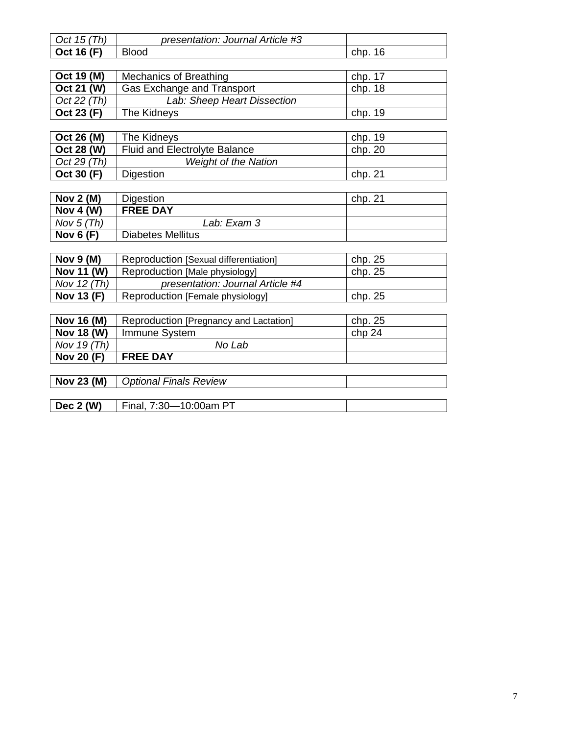| | | |
|---|---|---|
| *Oct 15 (Th)* | *presentation: Journal Article #3* | |
| **Oct 16 (F)** | Blood | chp. 16 |

| | | |
|---|---|---|
| **Oct 19 (M)** | Mechanics of Breathing | chp. 17 |
| **Oct 21 (W)** | Gas Exchange and Transport | chp. 18 |
| *Oct 22 (Th)* | *Lab: Sheep Heart Dissection* | |
| **Oct 23 (F)** | The Kidneys | chp. 19 |

| | | |
|---|---|---|
| **Oct 26 (M)** | The Kidneys | chp. 19 |
| **Oct 28 (W)** | Fluid and Electrolyte Balance | chp. 20 |
| *Oct 29 (Th)* | *Weight of the Nation* | |
| **Oct 30 (F)** | Digestion | chp. 21 |

| | | |
|---|---|---|
| **Nov 2 (M)** | Digestion | chp. 21 |
| **Nov 4 (W)** | **FREE DAY** | |
| *Nov 5 (Th)* | *Lab: Exam 3* | |
| **Nov 6 (F)** | Diabetes Mellitus | |

| | | |
|---|---|---|
| **Nov 9 (M)** | Reproduction [Sexual differentiation] | chp. 25 |
| **Nov 11 (W)** | Reproduction [Male physiology] | chp. 25 |
| *Nov 12 (Th)* | *presentation: Journal Article #4* | |
| **Nov 13 (F)** | Reproduction [Female physiology] | chp. 25 |

| | | |
|---|---|---|
| **Nov 16 (M)** | Reproduction [Pregnancy and Lactation] | chp. 25 |
| **Nov 18 (W)** | Immune System | chp 24 |
| *Nov 19 (Th)* | *No Lab* | |
| **Nov 20 (F)** | **FREE DAY** | |

| | | |
|---|---|---|
| **Nov 23 (M)** | *Optional Finals Review* | |

| | | |
|---|---|---|
| **Dec 2 (W)** | Final, 7:30—10:00am PT | |